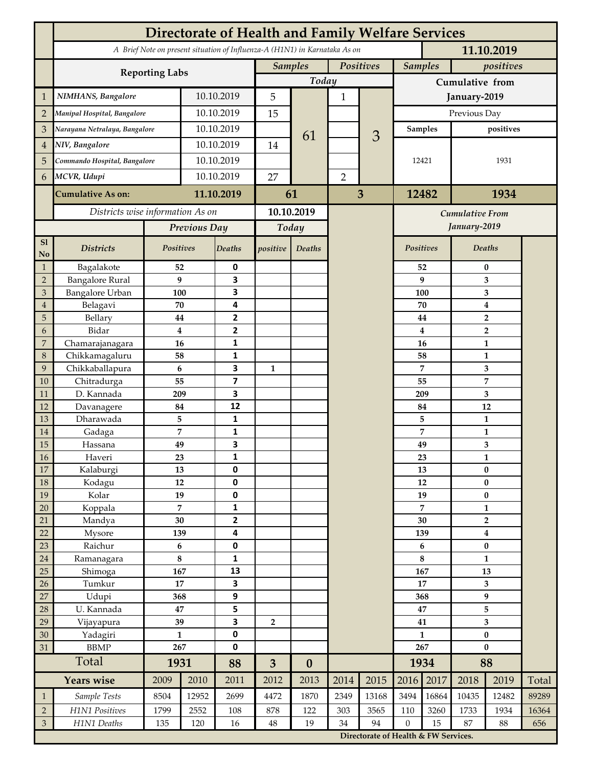# Directorate of Health and Family Welfare Services

*A Brief Note on present situation of Influenza-A (H1N1) in Karnataka As on* **11.10.2019**

| | Reporting Labs | | Samples (Today) | | Positives (Today) | | Samples (Cumulative from January-2019) | positives (Cumulative from January-2019) |
|---|---|---|---|---|---|---|---|---|
| 1 | *NIMHANS, Bangalore* | 10.10.2019 | 5 | 61 | 1 | 3 | Previous Day | |
| 2 | *Manipal Hospital, Bangalore* | 10.10.2019 | 15 | | | | Samples | positives |
| 3 | *Narayana Netralaya, Bangalore* | 10.10.2019 | | | | | 12421 | 1931 |
| 4 | *NIV, Bangalore* | 10.10.2019 | 14 | | | | | |
| 5 | *Commando Hospital, Bangalore* | 10.10.2019 | | | | | | |
| 6 | *MCVR, Udupi* | 10.10.2019 | 27 | | 2 | | | |
| | **Cumulative As on:** | **11.10.2019** | **61** | | **3** | | **12482** | **1934** |

*Districts wise information As on* **10.10.2019**

| Sl No | Districts | Positives (Previous Day) | Deaths (Previous Day) | positive (Today) | Deaths (Today) | Positives (Cumulative From January-2019) | Deaths (Cumulative From January-2019) |
|---|---|---|---|---|---|---|---|
| 1 | Bagalakote | 52 | 0 | | | 52 | 0 |
| 2 | Bangalore Rural | 9 | 3 | | | 9 | 3 |
| 3 | Bangalore Urban | 100 | 3 | | | 100 | 3 |
| 4 | Belagavi | 70 | 4 | | | 70 | 4 |
| 5 | Bellary | 44 | 2 | | | 44 | 2 |
| 6 | Bidar | 4 | 2 | | | 4 | 2 |
| 7 | Chamarajanagara | 16 | 1 | | | 16 | 1 |
| 8 | Chikkamagaluru | 58 | 1 | | | 58 | 1 |
| 9 | Chikkaballapura | 6 | 3 | 1 | | 7 | 3 |
| 10 | Chitradurga | 55 | 7 | | | 55 | 7 |
| 11 | D. Kannada | 209 | 3 | | | 209 | 3 |
| 12 | Davanagere | 84 | 12 | | | 84 | 12 |
| 13 | Dharawada | 5 | 1 | | | 5 | 1 |
| 14 | Gadaga | 7 | 1 | | | 7 | 1 |
| 15 | Hassana | 49 | 3 | | | 49 | 3 |
| 16 | Haveri | 23 | 1 | | | 23 | 1 |
| 17 | Kalaburgi | 13 | 0 | | | 13 | 0 |
| 18 | Kodagu | 12 | 0 | | | 12 | 0 |
| 19 | Kolar | 19 | 0 | | | 19 | 0 |
| 20 | Koppala | 7 | 1 | | | 7 | 1 |
| 21 | Mandya | 30 | 2 | | | 30 | 2 |
| 22 | Mysore | 139 | 4 | | | 139 | 4 |
| 23 | Raichur | 6 | 0 | | | 6 | 0 |
| 24 | Ramanagara | 8 | 1 | | | 8 | 1 |
| 25 | Shimoga | 167 | 13 | | | 167 | 13 |
| 26 | Tumkur | 17 | 3 | | | 17 | 3 |
| 27 | Udupi | 368 | 9 | | | 368 | 9 |
| 28 | U. Kannada | 47 | 5 | | | 47 | 5 |
| 29 | Vijayapura | 39 | 3 | 2 | | 41 | 3 |
| 30 | Yadagiri | 1 | 0 | | | 1 | 0 |
| 31 | BBMP | 267 | 0 | | | 267 | 0 |
| | **Total** | **1931** | **88** | **3** | **0** | **1934** | **88** |

| | Years wise | 2009 | 2010 | 2011 | 2012 | 2013 | 2014 | 2015 | 2016 | 2017 | 2018 | 2019 | Total |
|---|---|---|---|---|---|---|---|---|---|---|---|---|---|
| 1 | *Sample Tests* | 8504 | 12952 | 2699 | 4472 | 1870 | 2349 | 13168 | 3494 | 16864 | 10435 | 12482 | 89289 |
| 2 | *H1N1 Positives* | 1799 | 2552 | 108 | 878 | 122 | 303 | 3565 | 110 | 3260 | 1733 | 1934 | 16364 |
| 3 | *H1N1 Deaths* | 135 | 120 | 16 | 48 | 19 | 34 | 94 | 0 | 15 | 87 | 88 | 656 |

**Directorate of Health & FW Services.**